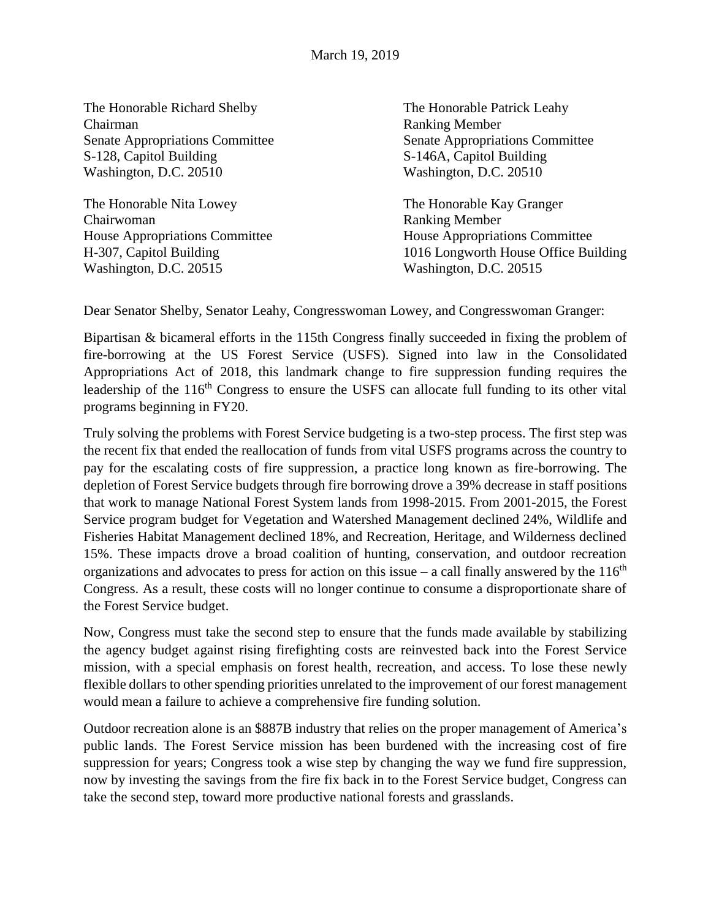March 19, 2019

The Honorable Richard Shelby
Chairman
Senate Appropriations Committee
S-128, Capitol Building
Washington, D.C. 20510

The Honorable Patrick Leahy
Ranking Member
Senate Appropriations Committee
S-146A, Capitol Building
Washington, D.C. 20510

The Honorable Nita Lowey
Chairwoman
House Appropriations Committee
H-307, Capitol Building
Washington, D.C. 20515

The Honorable Kay Granger
Ranking Member
House Appropriations Committee
1016 Longworth House Office Building
Washington, D.C. 20515

Dear Senator Shelby, Senator Leahy, Congresswoman Lowey, and Congresswoman Granger:

Bipartisan & bicameral efforts in the 115th Congress finally succeeded in fixing the problem of fire-borrowing at the US Forest Service (USFS). Signed into law in the Consolidated Appropriations Act of 2018, this landmark change to fire suppression funding requires the leadership of the 116th Congress to ensure the USFS can allocate full funding to its other vital programs beginning in FY20.

Truly solving the problems with Forest Service budgeting is a two-step process. The first step was the recent fix that ended the reallocation of funds from vital USFS programs across the country to pay for the escalating costs of fire suppression, a practice long known as fire-borrowing. The depletion of Forest Service budgets through fire borrowing drove a 39% decrease in staff positions that work to manage National Forest System lands from 1998-2015. From 2001-2015, the Forest Service program budget for Vegetation and Watershed Management declined 24%, Wildlife and Fisheries Habitat Management declined 18%, and Recreation, Heritage, and Wilderness declined 15%. These impacts drove a broad coalition of hunting, conservation, and outdoor recreation organizations and advocates to press for action on this issue – a call finally answered by the 116th Congress. As a result, these costs will no longer continue to consume a disproportionate share of the Forest Service budget.

Now, Congress must take the second step to ensure that the funds made available by stabilizing the agency budget against rising firefighting costs are reinvested back into the Forest Service mission, with a special emphasis on forest health, recreation, and access. To lose these newly flexible dollars to other spending priorities unrelated to the improvement of our forest management would mean a failure to achieve a comprehensive fire funding solution.

Outdoor recreation alone is an $887B industry that relies on the proper management of America's public lands. The Forest Service mission has been burdened with the increasing cost of fire suppression for years; Congress took a wise step by changing the way we fund fire suppression, now by investing the savings from the fire fix back in to the Forest Service budget, Congress can take the second step, toward more productive national forests and grasslands.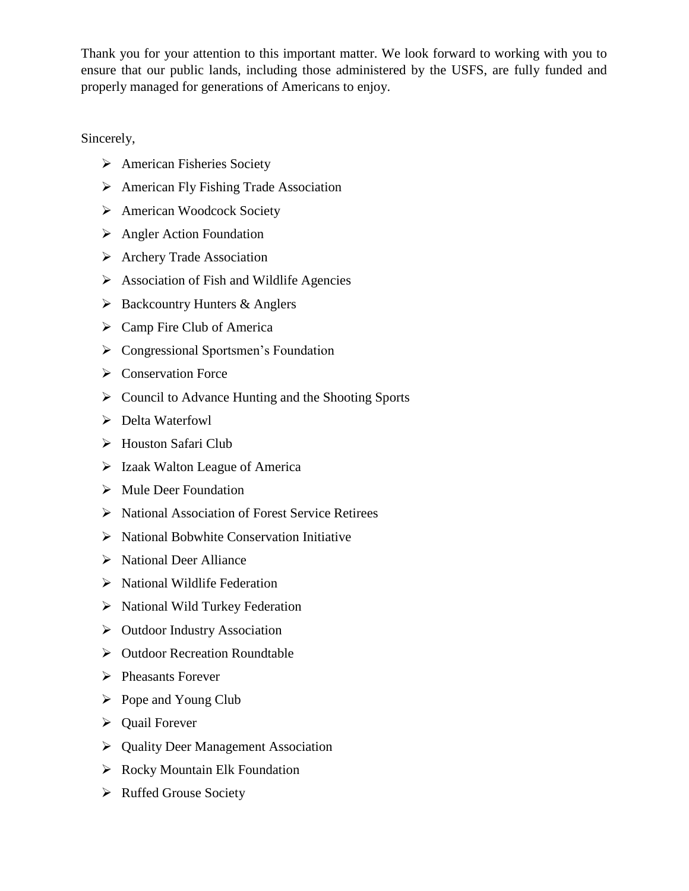Thank you for your attention to this important matter. We look forward to working with you to ensure that our public lands, including those administered by the USFS, are fully funded and properly managed for generations of Americans to enjoy.

Sincerely,

- American Fisheries Society
- American Fly Fishing Trade Association
- American Woodcock Society
- Angler Action Foundation
- Archery Trade Association
- Association of Fish and Wildlife Agencies
- Backcountry Hunters & Anglers
- Camp Fire Club of America
- Congressional Sportsmen's Foundation
- Conservation Force
- Council to Advance Hunting and the Shooting Sports
- Delta Waterfowl
- Houston Safari Club
- Izaak Walton League of America
- Mule Deer Foundation
- National Association of Forest Service Retirees
- National Bobwhite Conservation Initiative
- National Deer Alliance
- National Wildlife Federation
- National Wild Turkey Federation
- Outdoor Industry Association
- Outdoor Recreation Roundtable
- Pheasants Forever
- Pope and Young Club
- Quail Forever
- Quality Deer Management Association
- Rocky Mountain Elk Foundation
- Ruffed Grouse Society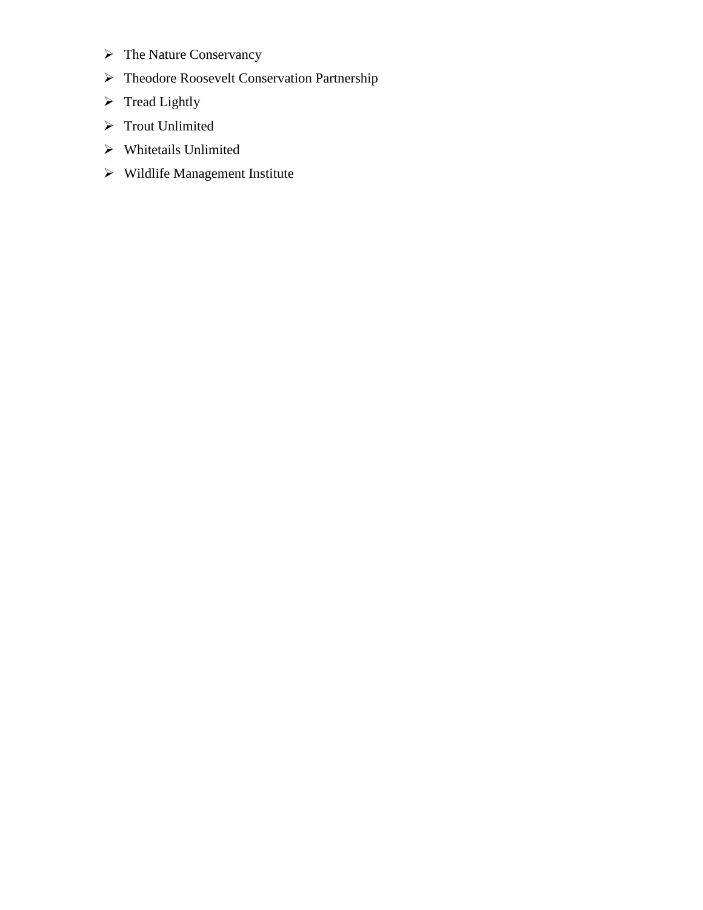- The Nature Conservancy
- Theodore Roosevelt Conservation Partnership
- Tread Lightly
- Trout Unlimited
- Whitetails Unlimited
- Wildlife Management Institute